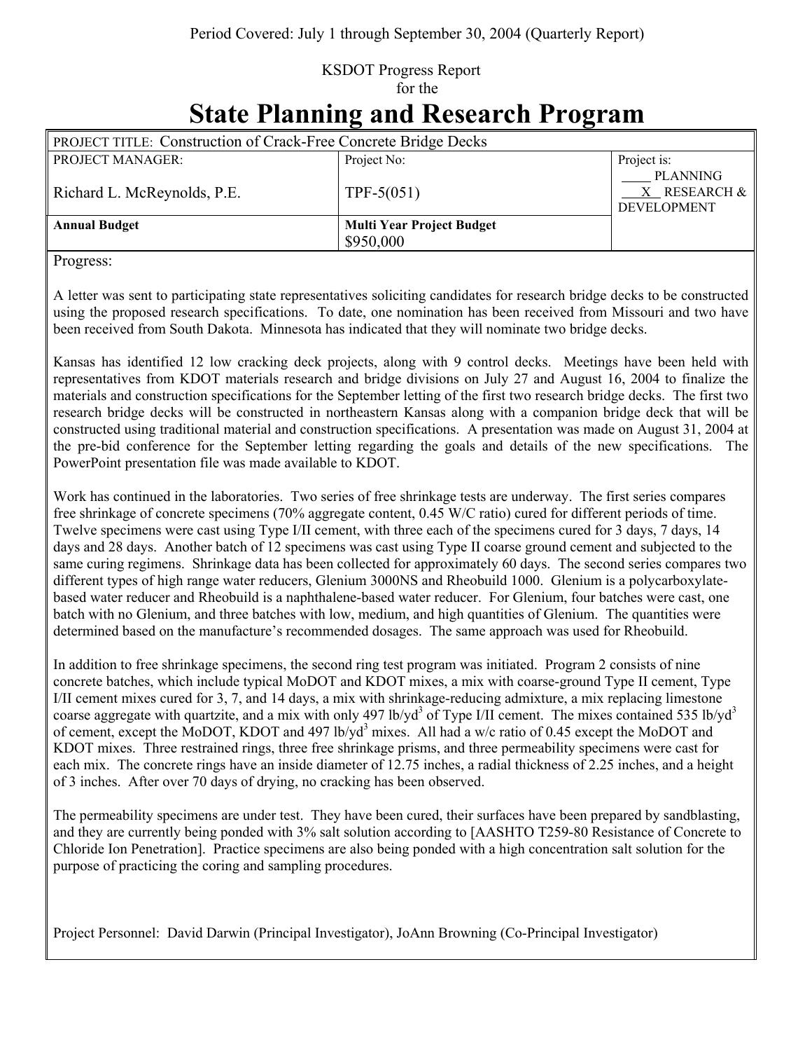Period Covered: July 1 through September 30, 2004 (Quarterly Report)

KSDOT Progress Report
for the

# State Planning and Research Program

| PROJECT TITLE: Construction of Crack-Free Concrete Bridge Decks | | |
|---|---|---|
| PROJECT MANAGER: Richard L. McReynolds, P.E. | Project No: TPF-5(051) | Project is: ____ PLANNING __X__ RESEARCH & DEVELOPMENT |
| **Annual Budget** | **Multi Year Project Budget** $950,000 | |

Progress:

A letter was sent to participating state representatives soliciting candidates for research bridge decks to be constructed using the proposed research specifications. To date, one nomination has been received from Missouri and two have been received from South Dakota. Minnesota has indicated that they will nominate two bridge decks.

Kansas has identified 12 low cracking deck projects, along with 9 control decks. Meetings have been held with representatives from KDOT materials research and bridge divisions on July 27 and August 16, 2004 to finalize the materials and construction specifications for the September letting of the first two research bridge decks. The first two research bridge decks will be constructed in northeastern Kansas along with a companion bridge deck that will be constructed using traditional material and construction specifications. A presentation was made on August 31, 2004 at the pre-bid conference for the September letting regarding the goals and details of the new specifications. The PowerPoint presentation file was made available to KDOT.

Work has continued in the laboratories. Two series of free shrinkage tests are underway. The first series compares free shrinkage of concrete specimens (70% aggregate content, 0.45 W/C ratio) cured for different periods of time. Twelve specimens were cast using Type I/II cement, with three each of the specimens cured for 3 days, 7 days, 14 days and 28 days. Another batch of 12 specimens was cast using Type II coarse ground cement and subjected to the same curing regimens. Shrinkage data has been collected for approximately 60 days. The second series compares two different types of high range water reducers, Glenium 3000NS and Rheobuild 1000. Glenium is a polycarboxylate-based water reducer and Rheobuild is a naphthalene-based water reducer. For Glenium, four batches were cast, one batch with no Glenium, and three batches with low, medium, and high quantities of Glenium. The quantities were determined based on the manufacture's recommended dosages. The same approach was used for Rheobuild.

In addition to free shrinkage specimens, the second ring test program was initiated. Program 2 consists of nine concrete batches, which include typical MoDOT and KDOT mixes, a mix with coarse-ground Type II cement, Type I/II cement mixes cured for 3, 7, and 14 days, a mix with shrinkage-reducing admixture, a mix replacing limestone coarse aggregate with quartzite, and a mix with only 497 lb/yd$^3$ of Type I/II cement. The mixes contained 535 lb/yd$^3$ of cement, except the MoDOT, KDOT and 497 lb/yd$^3$ mixes. All had a w/c ratio of 0.45 except the MoDOT and KDOT mixes. Three restrained rings, three free shrinkage prisms, and three permeability specimens were cast for each mix. The concrete rings have an inside diameter of 12.75 inches, a radial thickness of 2.25 inches, and a height of 3 inches. After over 70 days of drying, no cracking has been observed.

The permeability specimens are under test. They have been cured, their surfaces have been prepared by sandblasting, and they are currently being ponded with 3% salt solution according to [AASHTO T259-80 Resistance of Concrete to Chloride Ion Penetration]. Practice specimens are also being ponded with a high concentration salt solution for the purpose of practicing the coring and sampling procedures.

Project Personnel: David Darwin (Principal Investigator), JoAnn Browning (Co-Principal Investigator)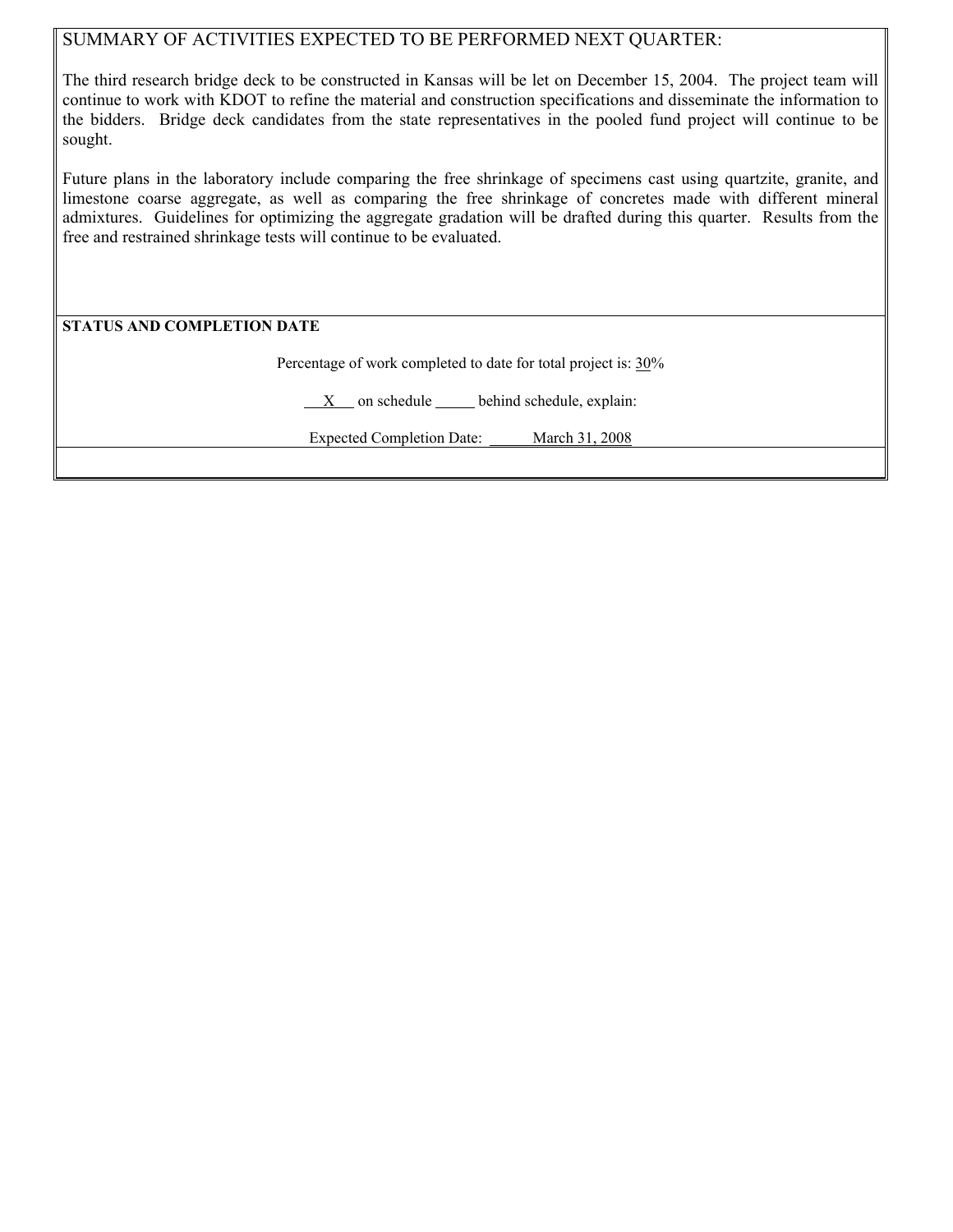## SUMMARY OF ACTIVITIES EXPECTED TO BE PERFORMED NEXT QUARTER:

The third research bridge deck to be constructed in Kansas will be let on December 15, 2004. The project team will continue to work with KDOT to refine the material and construction specifications and disseminate the information to the bidders. Bridge deck candidates from the state representatives in the pooled fund project will continue to be sought.

Future plans in the laboratory include comparing the free shrinkage of specimens cast using quartzite, granite, and limestone coarse aggregate, as well as comparing the free shrinkage of concretes made with different mineral admixtures. Guidelines for optimizing the aggregate gradation will be drafted during this quarter. Results from the free and restrained shrinkage tests will continue to be evaluated.

**STATUS AND COMPLETION DATE**

Percentage of work completed to date for total project is: 30%

X on schedule ____ behind schedule, explain:

Expected Completion Date: March 31, 2008